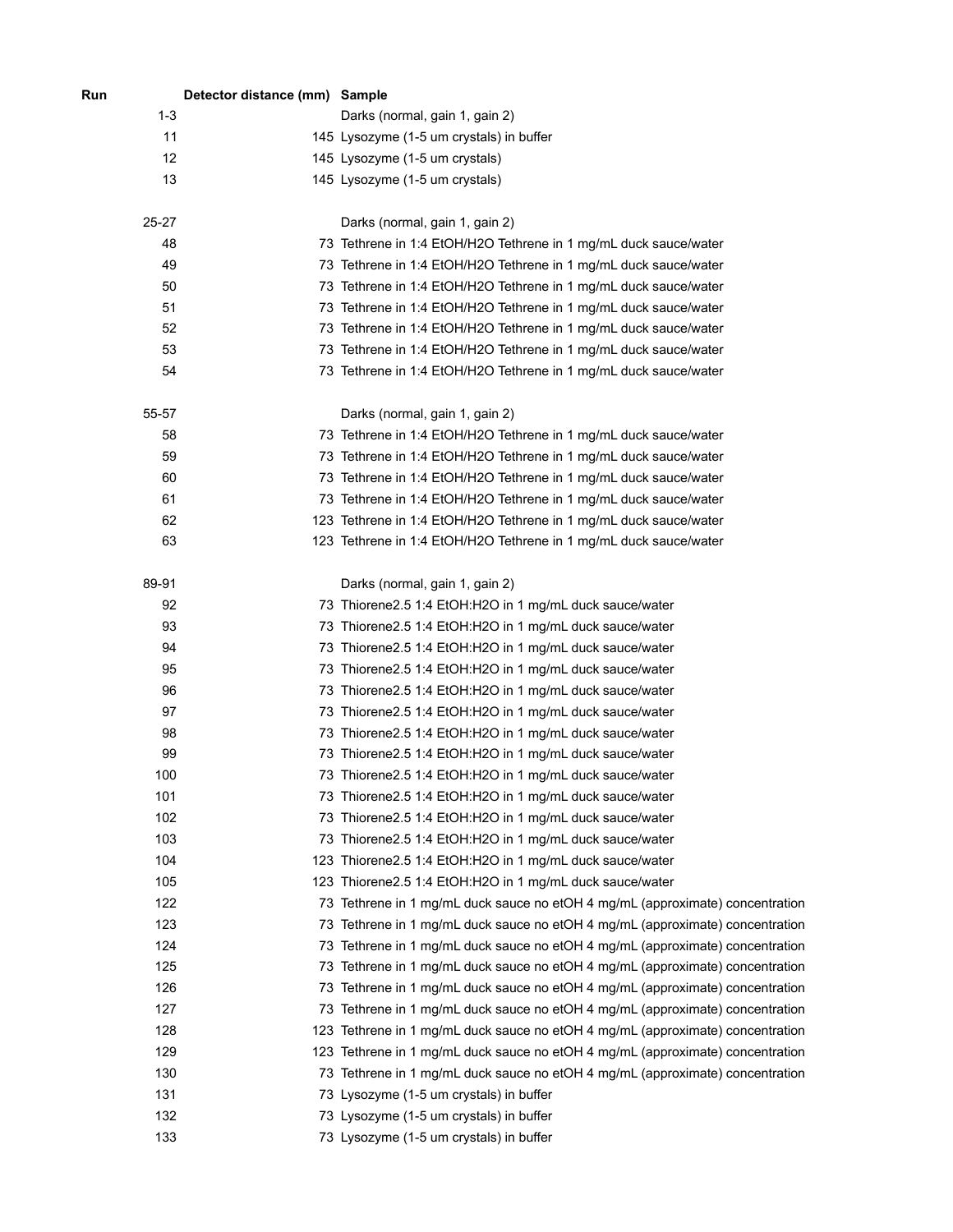| Run | Detector distance (mm) | Sample |
|---|---|---|
| 1-3 | | Darks (normal, gain 1, gain 2) |
| 11 | 145 | Lysozyme (1-5 um crystals) in buffer |
| 12 | 145 | Lysozyme (1-5 um crystals) |
| 13 | 145 | Lysozyme (1-5 um crystals) |
| | | |
| 25-27 | | Darks (normal, gain 1, gain 2) |
| 48 | 73 | Tethrene in 1:4 EtOH/H2O Tethrene in 1 mg/mL duck sauce/water |
| 49 | 73 | Tethrene in 1:4 EtOH/H2O Tethrene in 1 mg/mL duck sauce/water |
| 50 | 73 | Tethrene in 1:4 EtOH/H2O Tethrene in 1 mg/mL duck sauce/water |
| 51 | 73 | Tethrene in 1:4 EtOH/H2O Tethrene in 1 mg/mL duck sauce/water |
| 52 | 73 | Tethrene in 1:4 EtOH/H2O Tethrene in 1 mg/mL duck sauce/water |
| 53 | 73 | Tethrene in 1:4 EtOH/H2O Tethrene in 1 mg/mL duck sauce/water |
| 54 | 73 | Tethrene in 1:4 EtOH/H2O Tethrene in 1 mg/mL duck sauce/water |
| | | |
| 55-57 | | Darks (normal, gain 1, gain 2) |
| 58 | 73 | Tethrene in 1:4 EtOH/H2O Tethrene in 1 mg/mL duck sauce/water |
| 59 | 73 | Tethrene in 1:4 EtOH/H2O Tethrene in 1 mg/mL duck sauce/water |
| 60 | 73 | Tethrene in 1:4 EtOH/H2O Tethrene in 1 mg/mL duck sauce/water |
| 61 | 73 | Tethrene in 1:4 EtOH/H2O Tethrene in 1 mg/mL duck sauce/water |
| 62 | 123 | Tethrene in 1:4 EtOH/H2O Tethrene in 1 mg/mL duck sauce/water |
| 63 | 123 | Tethrene in 1:4 EtOH/H2O Tethrene in 1 mg/mL duck sauce/water |
| | | |
| 89-91 | | Darks (normal, gain 1, gain 2) |
| 92 | 73 | Thiorene2.5 1:4 EtOH:H2O in 1 mg/mL duck sauce/water |
| 93 | 73 | Thiorene2.5 1:4 EtOH:H2O in 1 mg/mL duck sauce/water |
| 94 | 73 | Thiorene2.5 1:4 EtOH:H2O in 1 mg/mL duck sauce/water |
| 95 | 73 | Thiorene2.5 1:4 EtOH:H2O in 1 mg/mL duck sauce/water |
| 96 | 73 | Thiorene2.5 1:4 EtOH:H2O in 1 mg/mL duck sauce/water |
| 97 | 73 | Thiorene2.5 1:4 EtOH:H2O in 1 mg/mL duck sauce/water |
| 98 | 73 | Thiorene2.5 1:4 EtOH:H2O in 1 mg/mL duck sauce/water |
| 99 | 73 | Thiorene2.5 1:4 EtOH:H2O in 1 mg/mL duck sauce/water |
| 100 | 73 | Thiorene2.5 1:4 EtOH:H2O in 1 mg/mL duck sauce/water |
| 101 | 73 | Thiorene2.5 1:4 EtOH:H2O in 1 mg/mL duck sauce/water |
| 102 | 73 | Thiorene2.5 1:4 EtOH:H2O in 1 mg/mL duck sauce/water |
| 103 | 73 | Thiorene2.5 1:4 EtOH:H2O in 1 mg/mL duck sauce/water |
| 104 | 123 | Thiorene2.5 1:4 EtOH:H2O in 1 mg/mL duck sauce/water |
| 105 | 123 | Thiorene2.5 1:4 EtOH:H2O in 1 mg/mL duck sauce/water |
| 122 | 73 | Tethrene in 1 mg/mL duck sauce no etOH 4 mg/mL (approximate) concentration |
| 123 | 73 | Tethrene in 1 mg/mL duck sauce no etOH 4 mg/mL (approximate) concentration |
| 124 | 73 | Tethrene in 1 mg/mL duck sauce no etOH 4 mg/mL (approximate) concentration |
| 125 | 73 | Tethrene in 1 mg/mL duck sauce no etOH 4 mg/mL (approximate) concentration |
| 126 | 73 | Tethrene in 1 mg/mL duck sauce no etOH 4 mg/mL (approximate) concentration |
| 127 | 73 | Tethrene in 1 mg/mL duck sauce no etOH 4 mg/mL (approximate) concentration |
| 128 | 123 | Tethrene in 1 mg/mL duck sauce no etOH 4 mg/mL (approximate) concentration |
| 129 | 123 | Tethrene in 1 mg/mL duck sauce no etOH 4 mg/mL (approximate) concentration |
| 130 | 73 | Tethrene in 1 mg/mL duck sauce no etOH 4 mg/mL (approximate) concentration |
| 131 | 73 | Lysozyme (1-5 um crystals) in buffer |
| 132 | 73 | Lysozyme (1-5 um crystals) in buffer |
| 133 | 73 | Lysozyme (1-5 um crystals) in buffer |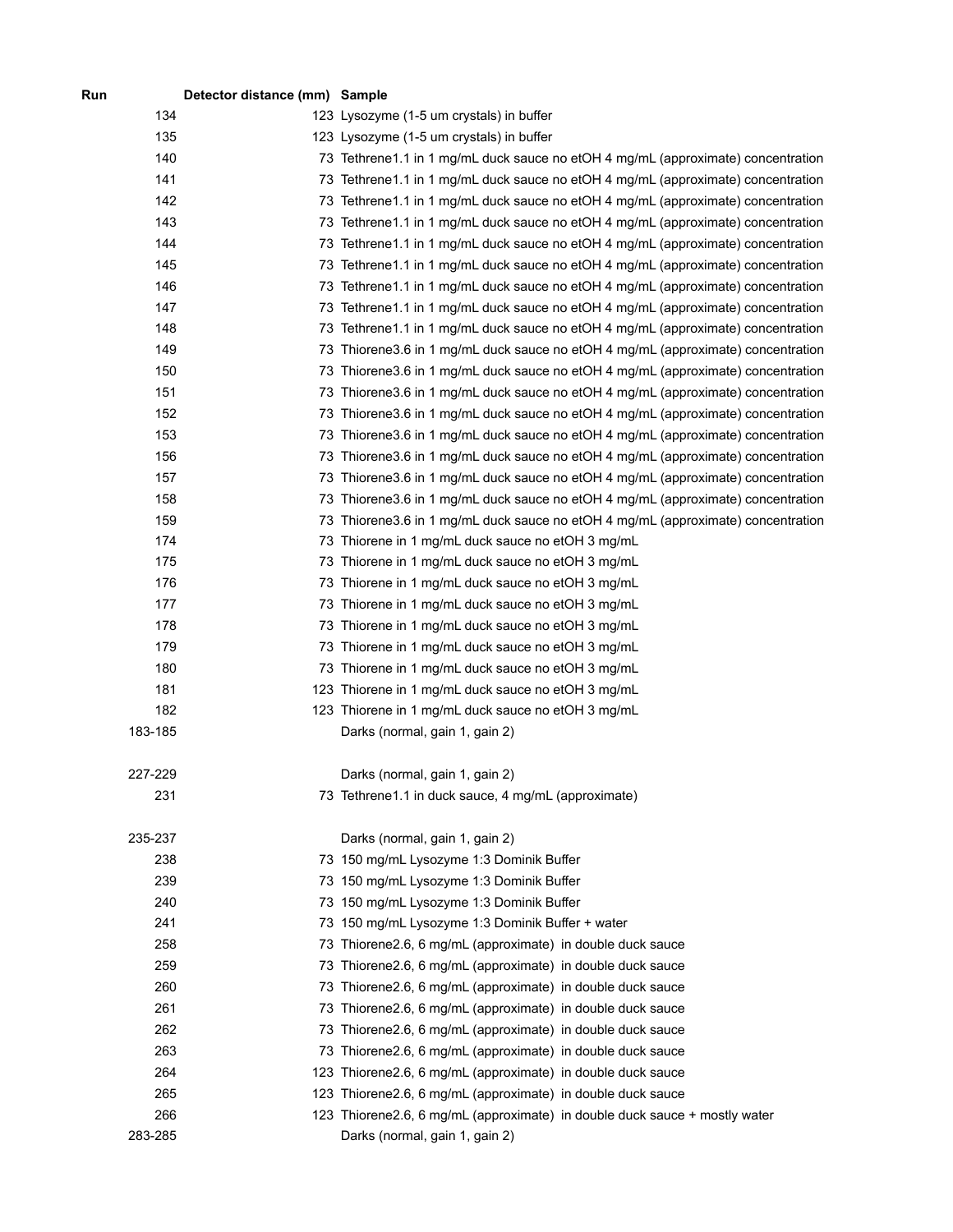| Run | Detector distance (mm) | Sample |
|---|---|---|
| 134 | 123 | Lysozyme (1-5 um crystals) in buffer |
| 135 | 123 | Lysozyme (1-5 um crystals) in buffer |
| 140 | 73 | Tethrene1.1 in 1 mg/mL duck sauce no etOH 4 mg/mL (approximate) concentration |
| 141 | 73 | Tethrene1.1 in 1 mg/mL duck sauce no etOH 4 mg/mL (approximate) concentration |
| 142 | 73 | Tethrene1.1 in 1 mg/mL duck sauce no etOH 4 mg/mL (approximate) concentration |
| 143 | 73 | Tethrene1.1 in 1 mg/mL duck sauce no etOH 4 mg/mL (approximate) concentration |
| 144 | 73 | Tethrene1.1 in 1 mg/mL duck sauce no etOH 4 mg/mL (approximate) concentration |
| 145 | 73 | Tethrene1.1 in 1 mg/mL duck sauce no etOH 4 mg/mL (approximate) concentration |
| 146 | 73 | Tethrene1.1 in 1 mg/mL duck sauce no etOH 4 mg/mL (approximate) concentration |
| 147 | 73 | Tethrene1.1 in 1 mg/mL duck sauce no etOH 4 mg/mL (approximate) concentration |
| 148 | 73 | Tethrene1.1 in 1 mg/mL duck sauce no etOH 4 mg/mL (approximate) concentration |
| 149 | 73 | Thiorene3.6 in 1 mg/mL duck sauce no etOH 4 mg/mL (approximate) concentration |
| 150 | 73 | Thiorene3.6 in 1 mg/mL duck sauce no etOH 4 mg/mL (approximate) concentration |
| 151 | 73 | Thiorene3.6 in 1 mg/mL duck sauce no etOH 4 mg/mL (approximate) concentration |
| 152 | 73 | Thiorene3.6 in 1 mg/mL duck sauce no etOH 4 mg/mL (approximate) concentration |
| 153 | 73 | Thiorene3.6 in 1 mg/mL duck sauce no etOH 4 mg/mL (approximate) concentration |
| 156 | 73 | Thiorene3.6 in 1 mg/mL duck sauce no etOH 4 mg/mL (approximate) concentration |
| 157 | 73 | Thiorene3.6 in 1 mg/mL duck sauce no etOH 4 mg/mL (approximate) concentration |
| 158 | 73 | Thiorene3.6 in 1 mg/mL duck sauce no etOH 4 mg/mL (approximate) concentration |
| 159 | 73 | Thiorene3.6 in 1 mg/mL duck sauce no etOH 4 mg/mL (approximate) concentration |
| 174 | 73 | Thiorene in 1 mg/mL duck sauce no etOH 3 mg/mL |
| 175 | 73 | Thiorene in 1 mg/mL duck sauce no etOH 3 mg/mL |
| 176 | 73 | Thiorene in 1 mg/mL duck sauce no etOH 3 mg/mL |
| 177 | 73 | Thiorene in 1 mg/mL duck sauce no etOH 3 mg/mL |
| 178 | 73 | Thiorene in 1 mg/mL duck sauce no etOH 3 mg/mL |
| 179 | 73 | Thiorene in 1 mg/mL duck sauce no etOH 3 mg/mL |
| 180 | 73 | Thiorene in 1 mg/mL duck sauce no etOH 3 mg/mL |
| 181 | 123 | Thiorene in 1 mg/mL duck sauce no etOH 3 mg/mL |
| 182 | 123 | Thiorene in 1 mg/mL duck sauce no etOH 3 mg/mL |
| 183-185 | | Darks (normal, gain 1, gain 2) |
| | | |
| 227-229 | | Darks (normal, gain 1, gain 2) |
| 231 | 73 | Tethrene1.1 in duck sauce, 4 mg/mL (approximate) |
| | | |
| 235-237 | | Darks (normal, gain 1, gain 2) |
| 238 | 73 | 150 mg/mL Lysozyme 1:3 Dominik Buffer |
| 239 | 73 | 150 mg/mL Lysozyme 1:3 Dominik Buffer |
| 240 | 73 | 150 mg/mL Lysozyme 1:3 Dominik Buffer |
| 241 | 73 | 150 mg/mL Lysozyme 1:3 Dominik Buffer + water |
| 258 | 73 | Thiorene2.6, 6 mg/mL (approximate) in double duck sauce |
| 259 | 73 | Thiorene2.6, 6 mg/mL (approximate) in double duck sauce |
| 260 | 73 | Thiorene2.6, 6 mg/mL (approximate) in double duck sauce |
| 261 | 73 | Thiorene2.6, 6 mg/mL (approximate) in double duck sauce |
| 262 | 73 | Thiorene2.6, 6 mg/mL (approximate) in double duck sauce |
| 263 | 73 | Thiorene2.6, 6 mg/mL (approximate) in double duck sauce |
| 264 | 123 | Thiorene2.6, 6 mg/mL (approximate) in double duck sauce |
| 265 | 123 | Thiorene2.6, 6 mg/mL (approximate) in double duck sauce |
| 266 | 123 | Thiorene2.6, 6 mg/mL (approximate) in double duck sauce + mostly water |
| 283-285 | | Darks (normal, gain 1, gain 2) |